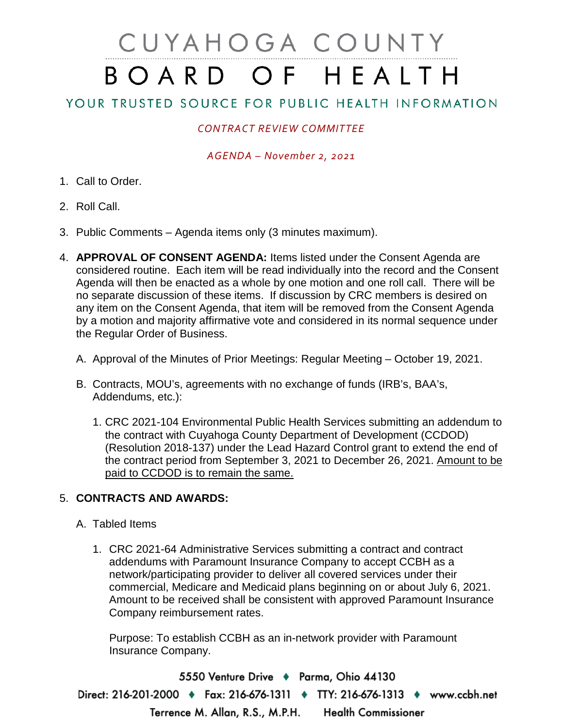# CUYAHOGA COUNTY BOARD OF HEALTH

## YOUR TRUSTED SOURCE FOR PUBLIC HEALTH INFORMATION

*CONTRACT REVIEW COMMITTEE*

*AGENDA – November 2, 2021*

1. Call to Order.

2. Roll Call.

3. Public Comments – Agenda items only (3 minutes maximum).

4. **APPROVAL OF CONSENT AGENDA:** Items listed under the Consent Agenda are considered routine. Each item will be read individually into the record and the Consent Agenda will then be enacted as a whole by one motion and one roll call. There will be no separate discussion of these items. If discussion by CRC members is desired on any item on the Consent Agenda, that item will be removed from the Consent Agenda by a motion and majority affirmative vote and considered in its normal sequence under the Regular Order of Business.

   A. Approval of the Minutes of Prior Meetings: Regular Meeting – October 19, 2021.

   B. Contracts, MOU's, agreements with no exchange of funds (IRB's, BAA's, Addendums, etc.):

      1. CRC 2021-104 Environmental Public Health Services submitting an addendum to the contract with Cuyahoga County Department of Development (CCDOD) (Resolution 2018-137) under the Lead Hazard Control grant to extend the end of the contract period from September 3, 2021 to December 26, 2021. <u>Amount to be paid to CCDOD is to remain the same.</u>

5. **CONTRACTS AND AWARDS:**

   A. Tabled Items

      1. CRC 2021-64 Administrative Services submitting a contract and contract addendums with Paramount Insurance Company to accept CCBH as a network/participating provider to deliver all covered services under their commercial, Medicare and Medicaid plans beginning on or about July 6, 2021. Amount to be received shall be consistent with approved Paramount Insurance Company reimbursement rates.

         Purpose: To establish CCBH as an in-network provider with Paramount Insurance Company.

5550 Venture Drive ♦ Parma, Ohio 44130

Direct: 216-201-2000 ♦ Fax: 216-676-1311 ♦ TTY: 216-676-1313 ♦ www.ccbh.net

Terrence M. Allan, R.S., M.P.H. Health Commissioner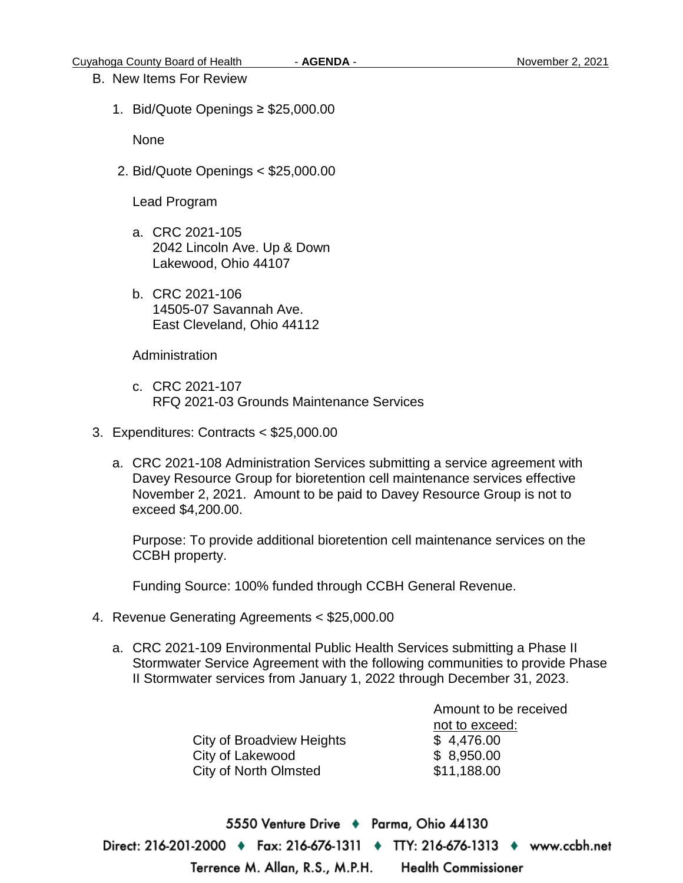B. New Items For Review

1. Bid/Quote Openings ≥ $25,000.00

   None

2. Bid/Quote Openings < $25,000.00

   Lead Program

   a. CRC 2021-105
      2042 Lincoln Ave. Up & Down
      Lakewood, Ohio 44107

   b. CRC 2021-106
      14505-07 Savannah Ave.
      East Cleveland, Ohio 44112

   Administration

   c. CRC 2021-107
      RFQ 2021-03 Grounds Maintenance Services

3. Expenditures: Contracts < $25,000.00

   a. CRC 2021-108 Administration Services submitting a service agreement with Davey Resource Group for bioretention cell maintenance services effective November 2, 2021. Amount to be paid to Davey Resource Group is not to exceed $4,200.00.

      Purpose: To provide additional bioretention cell maintenance services on the CCBH property.

      Funding Source: 100% funded through CCBH General Revenue.

4. Revenue Generating Agreements < $25,000.00

   a. CRC 2021-109 Environmental Public Health Services submitting a Phase II Stormwater Service Agreement with the following communities to provide Phase II Stormwater services from January 1, 2022 through December 31, 2023.

| | Amount to be received not to exceed: |
|---|---|
| City of Broadview Heights | $ 4,476.00 |
| City of Lakewood | $ 8,950.00 |
| City of North Olmsted | $11,188.00 |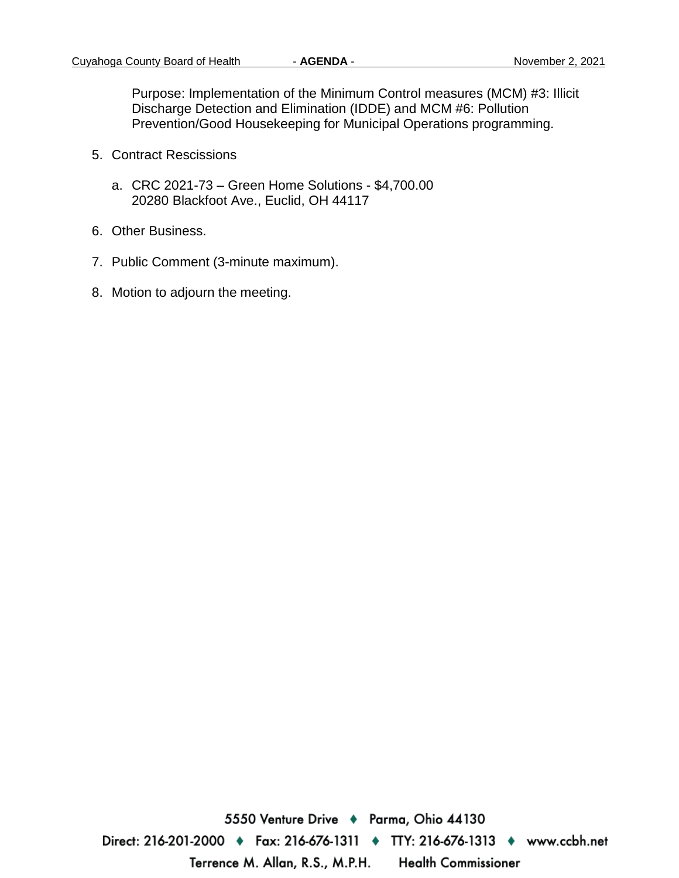Purpose: Implementation of the Minimum Control measures (MCM) #3: Illicit Discharge Detection and Elimination (IDDE) and MCM #6: Pollution Prevention/Good Housekeeping for Municipal Operations programming.

5. Contract Rescissions

   a. CRC 2021-73 – Green Home Solutions - $4,700.00
      20280 Blackfoot Ave., Euclid, OH 44117

6. Other Business.

7. Public Comment (3-minute maximum).

8. Motion to adjourn the meeting.